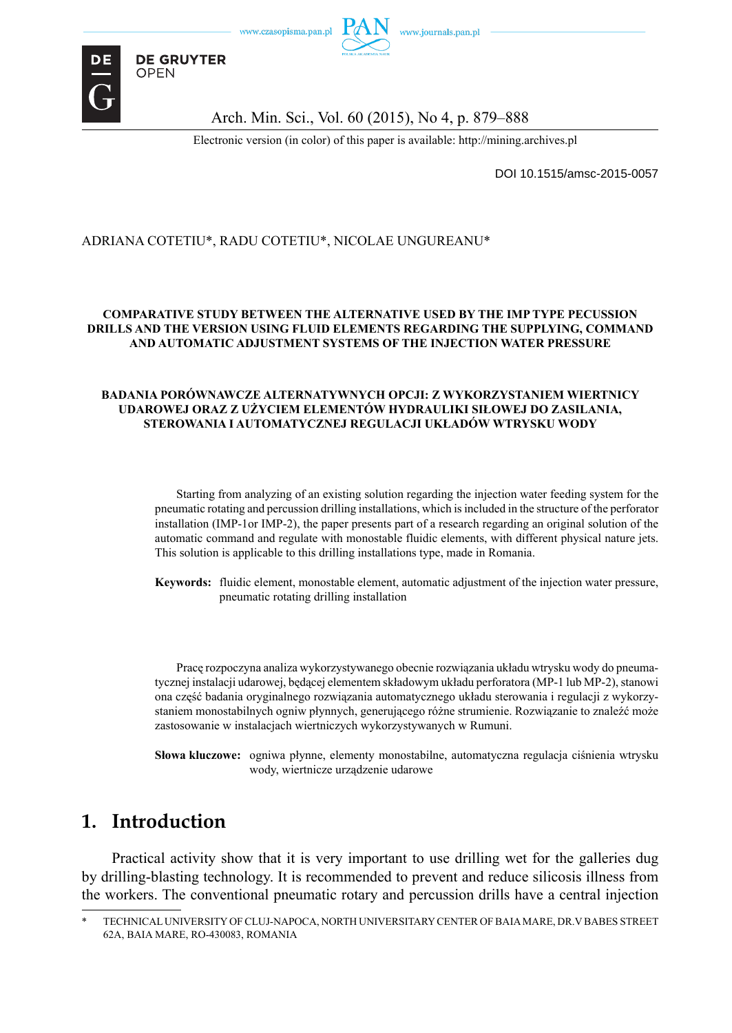ADRIANA COTETIU*, RADU COTETIU*, NICOLAE UNGUREANU*

**COMPARATIVE STUDY BETWEEN THE ALTERNATIVE USED BY THE IMP TYPE PECUSSION DRILLS AND THE VERSION USING FLUID ELEMENTS REGARDING THE SUPPLYING, COMMAND AND AUTOMATIC ADJUSTMENT SYSTEMS OF THE INJECTION WATER PRESSURE**

**BADANIA PORÓWNAWCZE ALTERNATYWNYCH OPCJI: Z WYKORZYSTANIEM WIERTNICY UDAROWEJ ORAZ Z UŻYCIEM ELEMENTÓW HYDRAULIKI SIŁOWEJ DO ZASILANIA, STEROWANIA I AUTOMATYCZNEJ REGULACJI UKŁADÓW WTRYSKU WODY**

Starting from analyzing of an existing solution regarding the injection water feeding system for the pneumatic rotating and percussion drilling installations, which is included in the structure of the perforator installation (IMP-1or IMP-2), the paper presents part of a research regarding an original solution of the automatic command and regulate with monostable fluidic elements, with different physical nature jets. This solution is applicable to this drilling installations type, made in Romania.

**Keywords:** fluidic element, monostable element, automatic adjustment of the injection water pressure, pneumatic rotating drilling installation

Pracę rozpoczyna analiza wykorzystywanego obecnie rozwiązania układu wtrysku wody do pneumatycznej instalacji udarowej, będącej elementem składowym układu perforatora (MP-1 lub MP-2), stanowi ona część badania oryginalnego rozwiązania automatycznego układu sterowania i regulacji z wykorzystaniem monostabilnych ogniw płynnych, generującego różne strumienie. Rozwiązanie to znaleźć może zastosowanie w instalacjach wiertniczych wykorzystywanych w Rumuni.

**Słowa kluczowe:** ogniwa płynne, elementy monostabilne, automatyczna regulacja ciśnienia wtrysku wody, wiertnicze urządzenie udarowe

## 1. Introduction

Practical activity show that it is very important to use drilling wet for the galleries dug by drilling-blasting technology. It is recommended to prevent and reduce silicosis illness from the workers. The conventional pneumatic rotary and percussion drills have a central injection

\* TECHNICAL UNIVERSITY OF CLUJ-NAPOCA, NORTH UNIVERSITARY CENTER OF BAIA MARE, DR.V BABES STREET 62A, BAIA MARE, RO-430083, ROMANIA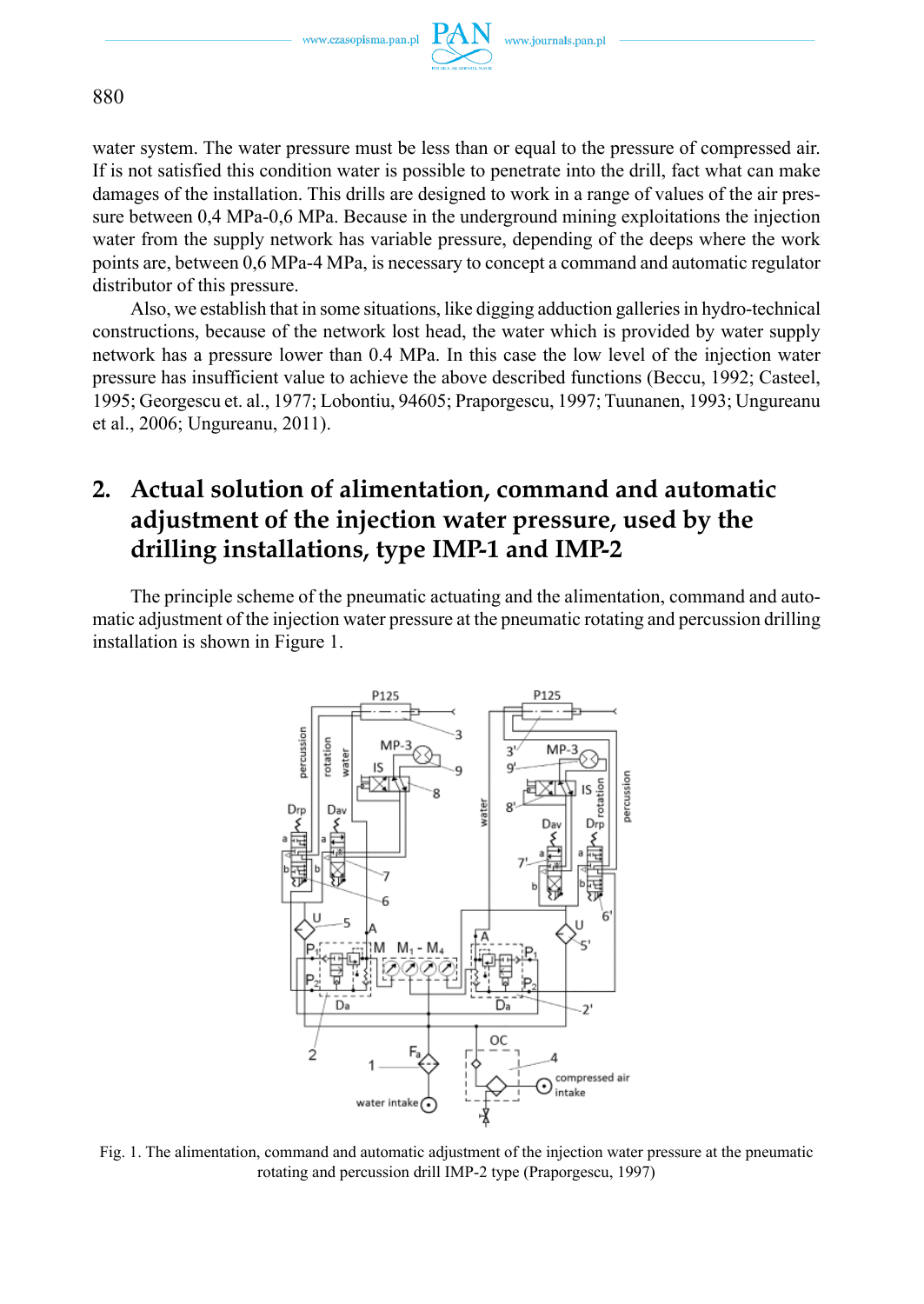water system. The water pressure must be less than or equal to the pressure of compressed air. If is not satisfied this condition water is possible to penetrate into the drill, fact what can make damages of the installation. This drills are designed to work in a range of values of the air pressure between 0,4 MPa-0,6 MPa. Because in the underground mining exploitations the injection water from the supply network has variable pressure, depending of the deeps where the work points are, between 0,6 MPa-4 MPa, is necessary to concept a command and automatic regulator distributor of this pressure.

Also, we establish that in some situations, like digging adduction galleries in hydro-technical constructions, because of the network lost head, the water which is provided by water supply network has a pressure lower than 0.4 MPa. In this case the low level of the injection water pressure has insufficient value to achieve the above described functions (Beccu, 1992; Casteel, 1995; Georgescu et. al., 1977; Lobontiu, 94605; Praporgescu, 1997; Tuunanen, 1993; Ungureanu et al., 2006; Ungureanu, 2011).

## 2. Actual solution of alimentation, command and automatic adjustment of the injection water pressure, used by the drilling installations, type IMP-1 and IMP-2

The principle scheme of the pneumatic actuating and the alimentation, command and automatic adjustment of the injection water pressure at the pneumatic rotating and percussion drilling installation is shown in Figure 1.

Fig. 1. The alimentation, command and automatic adjustment of the injection water pressure at the pneumatic rotating and percussion drill IMP-2 type (Praporgescu, 1997)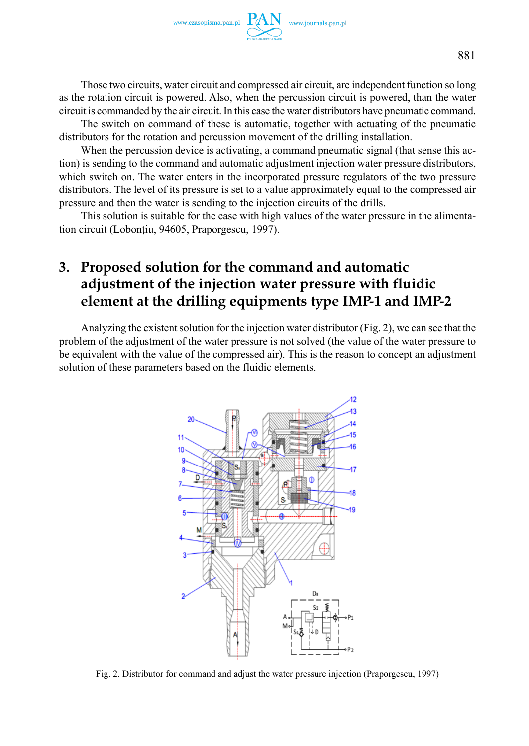Those two circuits, water circuit and compressed air circuit, are independent function so long as the rotation circuit is powered. Also, when the percussion circuit is powered, than the water circuit is commanded by the air circuit. In this case the water distributors have pneumatic command.

The switch on command of these is automatic, together with actuating of the pneumatic distributors for the rotation and percussion movement of the drilling installation.

When the percussion device is activating, a command pneumatic signal (that sense this action) is sending to the command and automatic adjustment injection water pressure distributors, which switch on. The water enters in the incorporated pressure regulators of the two pressure distributors. The level of its pressure is set to a value approximately equal to the compressed air pressure and then the water is sending to the injection circuits of the drills.

This solution is suitable for the case with high values of the water pressure in the alimentation circuit (Lobonțiu, 94605, Praporgescu, 1997).

## 3. Proposed solution for the command and automatic adjustment of the injection water pressure with fluidic element at the drilling equipments type IMP-1 and IMP-2

Analyzing the existent solution for the injection water distributor (Fig. 2), we can see that the problem of the adjustment of the water pressure is not solved (the value of the water pressure to be equivalent with the value of the compressed air). This is the reason to concept an adjustment solution of these parameters based on the fluidic elements.

Fig. 2. Distributor for command and adjust the water pressure injection (Praporgescu, 1997)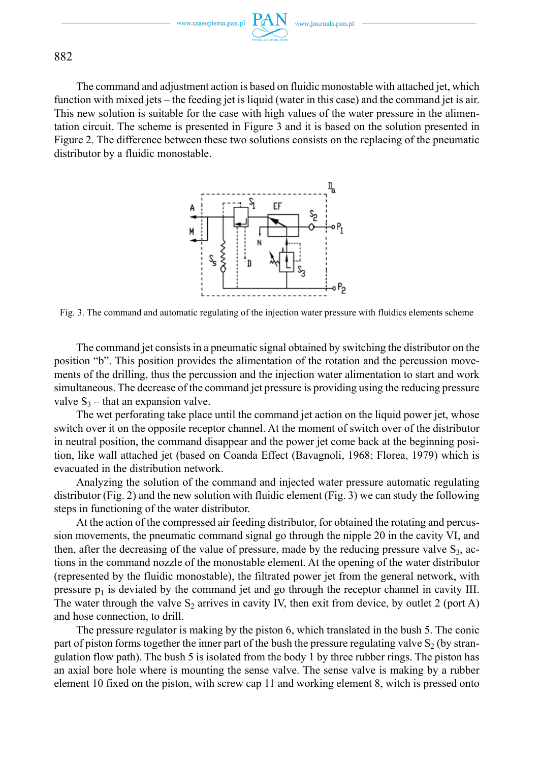The command and adjustment action is based on fluidic monostable with attached jet, which function with mixed jets – the feeding jet is liquid (water in this case) and the command jet is air. This new solution is suitable for the case with high values of the water pressure in the alimentation circuit. The scheme is presented in Figure 3 and it is based on the solution presented in Figure 2. The difference between these two solutions consists on the replacing of the pneumatic distributor by a fluidic monostable.

Fig. 3. The command and automatic regulating of the injection water pressure with fluidics elements scheme

The command jet consists in a pneumatic signal obtained by switching the distributor on the position "b". This position provides the alimentation of the rotation and the percussion movements of the drilling, thus the percussion and the injection water alimentation to start and work simultaneous. The decrease of the command jet pressure is providing using the reducing pressure valve $S_3$ – that an expansion valve.

The wet perforating take place until the command jet action on the liquid power jet, whose switch over it on the opposite receptor channel. At the moment of switch over of the distributor in neutral position, the command disappear and the power jet come back at the beginning position, like wall attached jet (based on Coanda Effect (Bavagnoli, 1968; Florea, 1979) which is evacuated in the distribution network.

Analyzing the solution of the command and injected water pressure automatic regulating distributor (Fig. 2) and the new solution with fluidic element (Fig. 3) we can study the following steps in functioning of the water distributor.

At the action of the compressed air feeding distributor, for obtained the rotating and percussion movements, the pneumatic command signal go through the nipple 20 in the cavity VI, and then, after the decreasing of the value of pressure, made by the reducing pressure valve $S_3$, actions in the command nozzle of the monostable element. At the opening of the water distributor (represented by the fluidic monostable), the filtrated power jet from the general network, with pressure $p_1$ is deviated by the command jet and go through the receptor channel in cavity III. The water through the valve $S_2$ arrives in cavity IV, then exit from device, by outlet 2 (port A) and hose connection, to drill.

The pressure regulator is making by the piston 6, which translated in the bush 5. The conic part of piston forms together the inner part of the bush the pressure regulating valve $S_2$ (by strangulation flow path). The bush 5 is isolated from the body 1 by three rubber rings. The piston has an axial bore hole where is mounting the sense valve. The sense valve is making by a rubber element 10 fixed on the piston, with screw cap 11 and working element 8, witch is pressed onto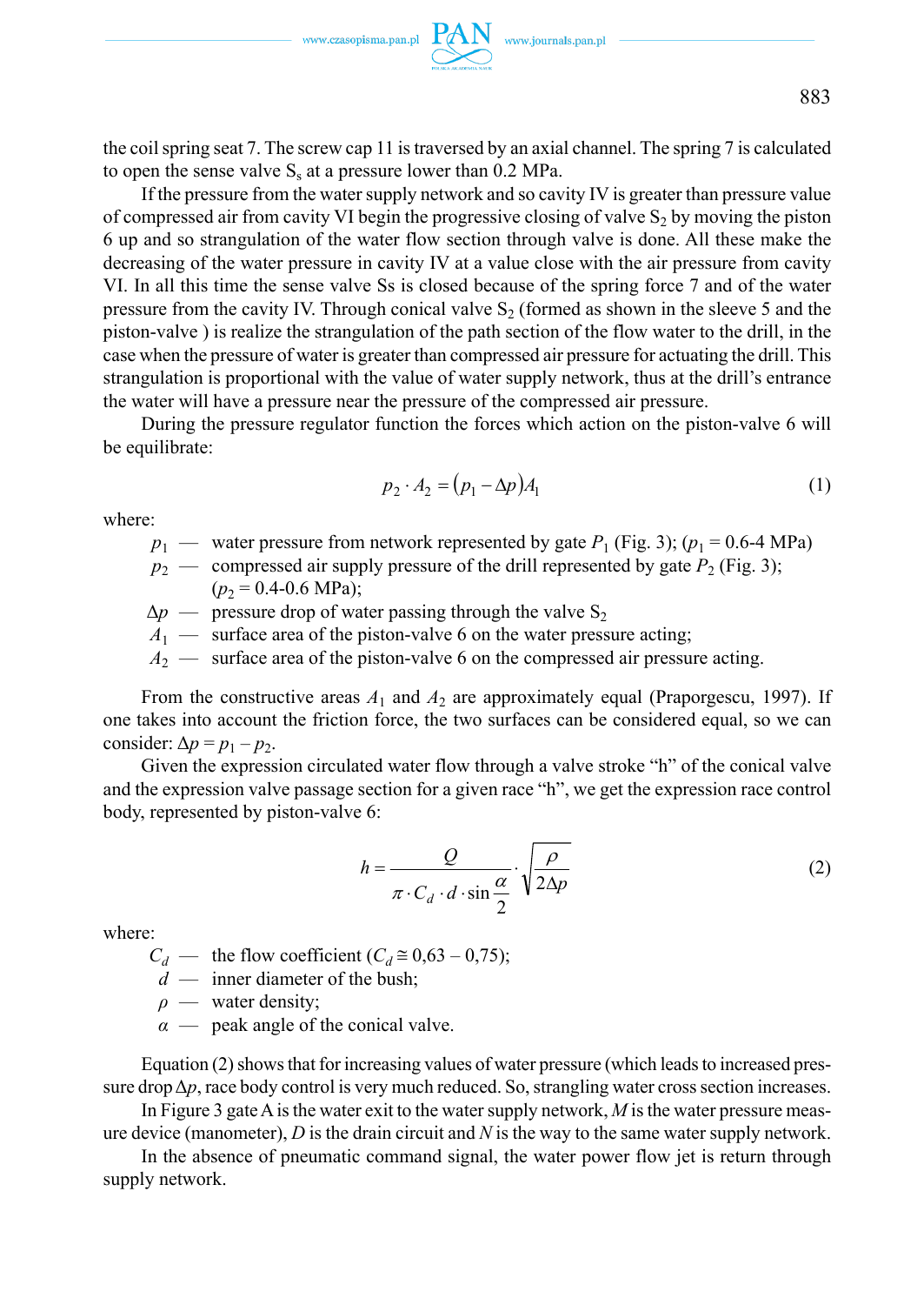the coil spring seat 7. The screw cap 11 is traversed by an axial channel. The spring 7 is calculated to open the sense valve $S_s$ at a pressure lower than 0.2 MPa.

If the pressure from the water supply network and so cavity IV is greater than pressure value of compressed air from cavity VI begin the progressive closing of valve $S_2$ by moving the piston 6 up and so strangulation of the water flow section through valve is done. All these make the decreasing of the water pressure in cavity IV at a value close with the air pressure from cavity VI. In all this time the sense valve Ss is closed because of the spring force 7 and of the water pressure from the cavity IV. Through conical valve $S_2$ (formed as shown in the sleeve 5 and the piston-valve ) is realize the strangulation of the path section of the flow water to the drill, in the case when the pressure of water is greater than compressed air pressure for actuating the drill. This strangulation is proportional with the value of water supply network, thus at the drill's entrance the water will have a pressure near the pressure of the compressed air pressure.

During the pressure regulator function the forces which action on the piston-valve 6 will be equilibrate:

$$p_2 \cdot A_2 = (p_1 - \Delta p) A_1 \tag{1}$$

where:

- $p_1$ — water pressure from network represented by gate $P_1$ (Fig. 3); ($p_1$ = 0.6-4 MPa)
- $p_2$ — compressed air supply pressure of the drill represented by gate $P_2$ (Fig. 3); ($p_2$ = 0.4-0.6 MPa);
- $\Delta p$ — pressure drop of water passing through the valve $S_2$
- $A_1$ — surface area of the piston-valve 6 on the water pressure acting;
- $A_2$ — surface area of the piston-valve 6 on the compressed air pressure acting.

From the constructive areas $A_1$ and $A_2$ are approximately equal (Praporgescu, 1997). If one takes into account the friction force, the two surfaces can be considered equal, so we can consider: $\Delta p = p_1 - p_2$.

Given the expression circulated water flow through a valve stroke "h" of the conical valve and the expression valve passage section for a given race "h", we get the expression race control body, represented by piston-valve 6:

$$h = \frac{Q}{\pi \cdot C_d \cdot d \cdot \sin\frac{\alpha}{2}} \cdot \sqrt{\frac{\rho}{2\Delta p}} \tag{2}$$

where:

- $C_d$ — the flow coefficient ($C_d \cong 0{,}63 - 0{,}75$);
- $d$ — inner diameter of the bush;
- $\rho$ — water density;
- $\alpha$ — peak angle of the conical valve.

Equation (2) shows that for increasing values of water pressure (which leads to increased pressure drop $\Delta p$, race body control is very much reduced. So, strangling water cross section increases.

In Figure 3 gate A is the water exit to the water supply network, $M$ is the water pressure measure device (manometer), $D$ is the drain circuit and $N$ is the way to the same water supply network.

In the absence of pneumatic command signal, the water power flow jet is return through supply network.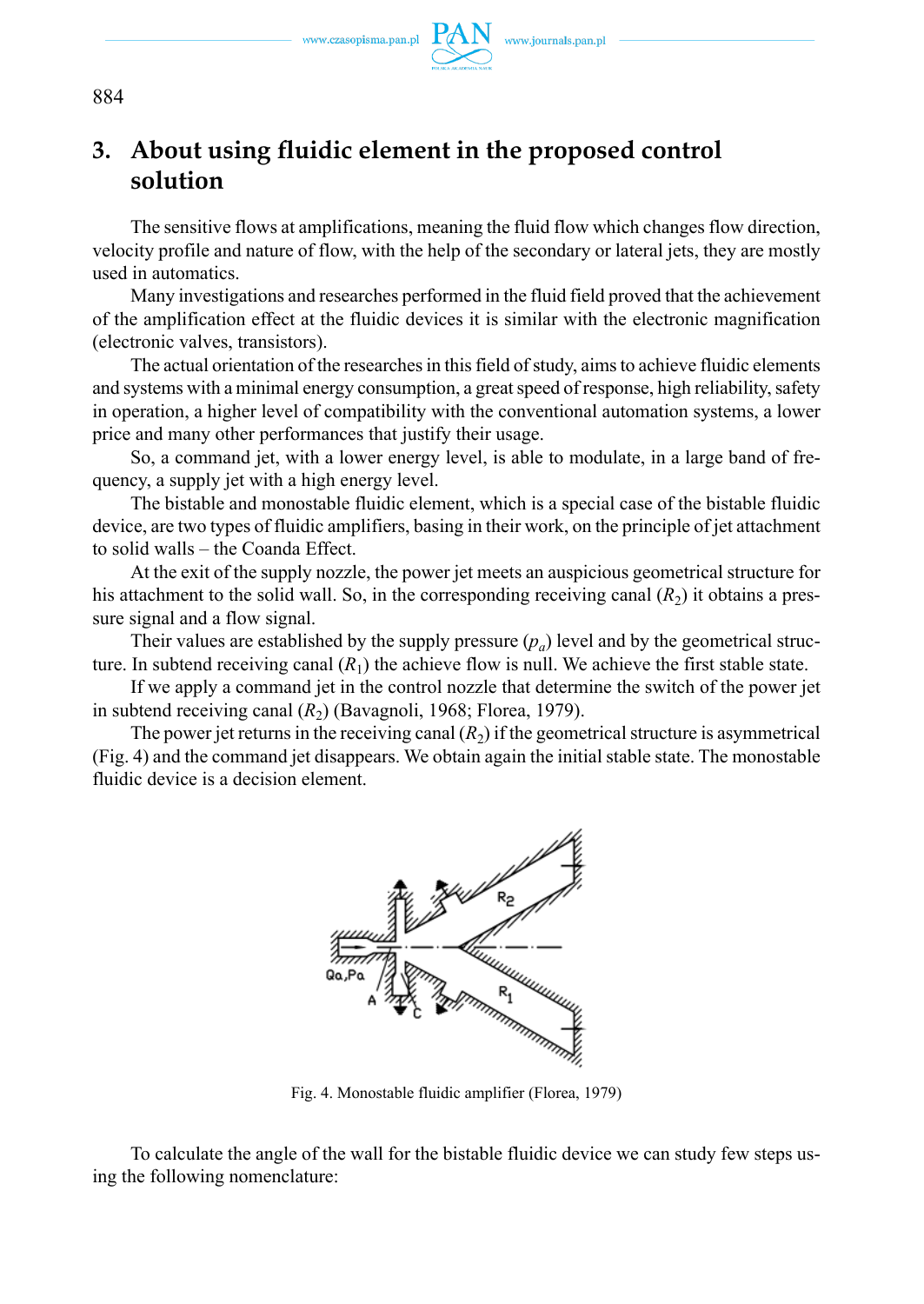## 3. About using fluidic element in the proposed control solution

The sensitive flows at amplifications, meaning the fluid flow which changes flow direction, velocity profile and nature of flow, with the help of the secondary or lateral jets, they are mostly used in automatics.

Many investigations and researches performed in the fluid field proved that the achievement of the amplification effect at the fluidic devices it is similar with the electronic magnification (electronic valves, transistors).

The actual orientation of the researches in this field of study, aims to achieve fluidic elements and systems with a minimal energy consumption, a great speed of response, high reliability, safety in operation, a higher level of compatibility with the conventional automation systems, a lower price and many other performances that justify their usage.

So, a command jet, with a lower energy level, is able to modulate, in a large band of frequency, a supply jet with a high energy level.

The bistable and monostable fluidic element, which is a special case of the bistable fluidic device, are two types of fluidic amplifiers, basing in their work, on the principle of jet attachment to solid walls – the Coanda Effect.

At the exit of the supply nozzle, the power jet meets an auspicious geometrical structure for his attachment to the solid wall. So, in the corresponding receiving canal ($R_2$) it obtains a pressure signal and a flow signal.

Their values are established by the supply pressure ($p_a$) level and by the geometrical structure. In subtend receiving canal ($R_1$) the achieve flow is null. We achieve the first stable state.

If we apply a command jet in the control nozzle that determine the switch of the power jet in subtend receiving canal ($R_2$) (Bavagnoli, 1968; Florea, 1979).

The power jet returns in the receiving canal ($R_2$) if the geometrical structure is asymmetrical (Fig. 4) and the command jet disappears. We obtain again the initial stable state. The monostable fluidic device is a decision element.

Fig. 4. Monostable fluidic amplifier (Florea, 1979)

To calculate the angle of the wall for the bistable fluidic device we can study few steps using the following nomenclature: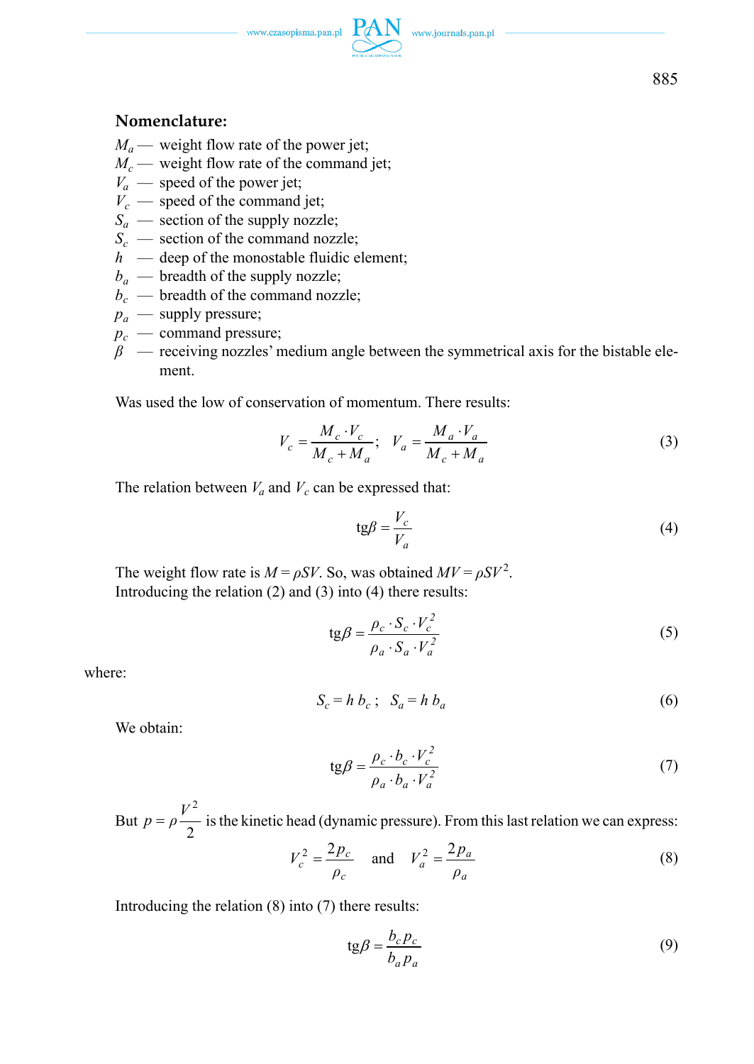**Nomenclature:**

$M_a$ — weight flow rate of the power jet;
$M_c$ — weight flow rate of the command jet;
$V_a$ — speed of the power jet;
$V_c$ — speed of the command jet;
$S_a$ — section of the supply nozzle;
$S_c$ — section of the command nozzle;
$h$ — deep of the monostable fluidic element;
$b_a$ — breadth of the supply nozzle;
$b_c$ — breadth of the command nozzle;
$p_a$ — supply pressure;
$p_c$ — command pressure;
$\beta$ — receiving nozzles' medium angle between the symmetrical axis for the bistable element.

Was used the low of conservation of momentum. There results:

$$V_c = \frac{M_c \cdot V_c}{M_c + M_a}; \quad V_a = \frac{M_a \cdot V_a}{M_c + M_a} \tag{3}$$

The relation between $V_a$ and $V_c$ can be expressed that:

$$\mathrm{tg}\beta = \frac{V_c}{V_a} \tag{4}$$

The weight flow rate is $M = \rho SV$. So, was obtained $MV = \rho SV^2$.
Introducing the relation (2) and (3) into (4) there results:

$$\mathrm{tg}\beta = \frac{\rho_c \cdot S_c \cdot V_c^2}{\rho_a \cdot S_a \cdot V_a^2} \tag{5}$$

where:

$$S_c = h\, b_c; \quad S_a = h\, b_a \tag{6}$$

We obtain:

$$\mathrm{tg}\beta = \frac{\rho_c \cdot b_c \cdot V_c^2}{\rho_a \cdot b_a \cdot V_a^2} \tag{7}$$

But $p = \rho \dfrac{V^2}{2}$ is the kinetic head (dynamic pressure). From this last relation we can express:

$$V_c^2 = \frac{2p_c}{\rho_c} \quad \text{and} \quad V_a^2 = \frac{2p_a}{\rho_a} \tag{8}$$

Introducing the relation (8) into (7) there results:

$$\mathrm{tg}\beta = \frac{b_c p_c}{b_a p_a} \tag{9}$$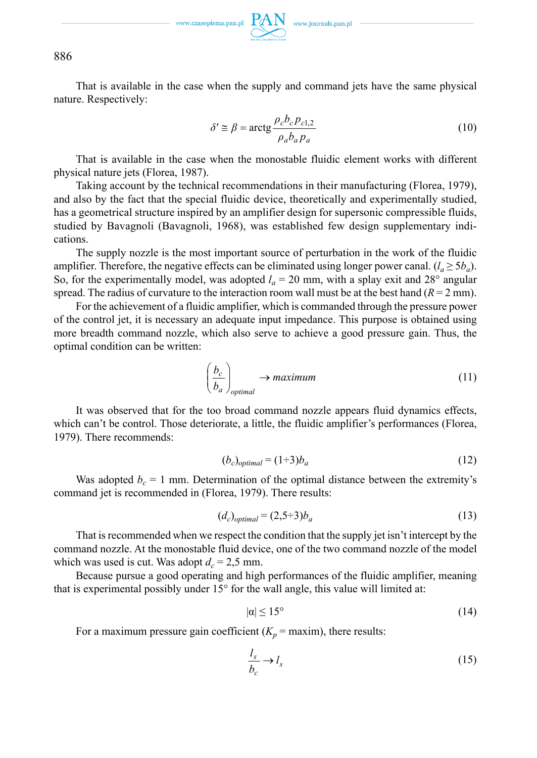That is available in the case when the supply and command jets have the same physical nature. Respectively:

$$\delta' \cong \beta = \text{arctg}\frac{\rho_c b_c p_{c1,2}}{\rho_a b_a p_a} \tag{10}$$

That is available in the case when the monostable fluidic element works with different physical nature jets (Florea, 1987).

Taking account by the technical recommendations in their manufacturing (Florea, 1979), and also by the fact that the special fluidic device, theoretically and experimentally studied, has a geometrical structure inspired by an amplifier design for supersonic compressible fluids, studied by Bavagnoli (Bavagnoli, 1968), was established few design supplementary indications.

The supply nozzle is the most important source of perturbation in the work of the fluidic amplifier. Therefore, the negative effects can be eliminated using longer power canal. ($l_a \geq 5b_a$). So, for the experimentally model, was adopted $l_a = 20$ mm, with a splay exit and 28° angular spread. The radius of curvature to the interaction room wall must be at the best hand ($R = 2$ mm).

For the achievement of a fluidic amplifier, which is commanded through the pressure power of the control jet, it is necessary an adequate input impedance. This purpose is obtained using more breadth command nozzle, which also serve to achieve a good pressure gain. Thus, the optimal condition can be written:

$$\left(\frac{b_c}{b_a}\right)_{optimal} \rightarrow maximum \tag{11}$$

It was observed that for the too broad command nozzle appears fluid dynamics effects, which can't be control. Those deteriorate, a little, the fluidic amplifier's performances (Florea, 1979). There recommends:

$$(b_c)_{optimal} = (1 \div 3)b_a \tag{12}$$

Was adopted $b_c = 1$ mm. Determination of the optimal distance between the extremity's command jet is recommended in (Florea, 1979). There results:

$$(d_c)_{optimal} = (2{,}5 \div 3)b_a \tag{13}$$

That is recommended when we respect the condition that the supply jet isn't intercept by the command nozzle. At the monostable fluid device, one of the two command nozzle of the model which was used is cut. Was adopt $d_c = 2{,}5$ mm.

Because pursue a good operating and high performances of the fluidic amplifier, meaning that is experimental possibly under 15° for the wall angle, this value will limited at:

$$|\alpha| \leq 15° \tag{14}$$

For a maximum pressure gain coefficient ($K_p$ = maxim), there results:

$$\frac{l_s}{b_c} \rightarrow l_s \tag{15}$$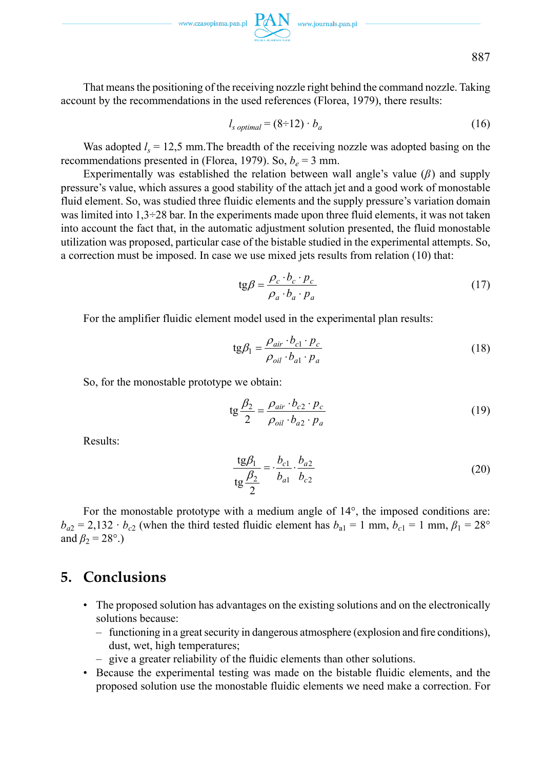That means the positioning of the receiving nozzle right behind the command nozzle. Taking account by the recommendations in the used references (Florea, 1979), there results:

$$l_{s\ optimal} = (8 \div 12) \cdot b_a \tag{16}$$

Was adopted $l_s$ = 12,5 mm.The breadth of the receiving nozzle was adopted basing on the recommendations presented in (Florea, 1979). So, $b_e$ = 3 mm.

Experimentally was established the relation between wall angle's value ($\beta$) and supply pressure's value, which assures a good stability of the attach jet and a good work of monostable fluid element. So, was studied three fluidic elements and the supply pressure's variation domain was limited into 1,3÷28 bar. In the experiments made upon three fluid elements, it was not taken into account the fact that, in the automatic adjustment solution presented, the fluid monostable utilization was proposed, particular case of the bistable studied in the experimental attempts. So, a correction must be imposed. In case we use mixed jets results from relation (10) that:

$$\mathrm{tg}\beta = \frac{\rho_c \cdot b_c \cdot p_c}{\rho_a \cdot b_a \cdot p_a} \tag{17}$$

For the amplifier fluidic element model used in the experimental plan results:

$$\mathrm{tg}\beta_1 = \frac{\rho_{air} \cdot b_{c1} \cdot p_c}{\rho_{oil} \cdot b_{a1} \cdot p_a} \tag{18}$$

So, for the monostable prototype we obtain:

$$\mathrm{tg}\frac{\beta_2}{2} = \frac{\rho_{air} \cdot b_{c2} \cdot p_c}{\rho_{oil} \cdot b_{a2} \cdot p_a} \tag{19}$$

Results:

$$\frac{\mathrm{tg}\beta_1}{\mathrm{tg}\frac{\beta_2}{2}} = \cdot \frac{b_{c1}}{b_{a1}} \cdot \frac{b_{a2}}{b_{c2}} \tag{20}$$

For the monostable prototype with a medium angle of 14°, the imposed conditions are: $b_{a2} = 2{,}132 \cdot b_{c2}$ (when the third tested fluidic element has $b_{a1}$ = 1 mm, $b_{c1}$ = 1 mm, $\beta_1$ = 28° and $\beta_2$ = 28°.)

## 5. Conclusions

- The proposed solution has advantages on the existing solutions and on the electronically solutions because:
  - functioning in a great security in dangerous atmosphere (explosion and fire conditions), dust, wet, high temperatures;
  - give a greater reliability of the fluidic elements than other solutions.
- Because the experimental testing was made on the bistable fluidic elements, and the proposed solution use the monostable fluidic elements we need make a correction. For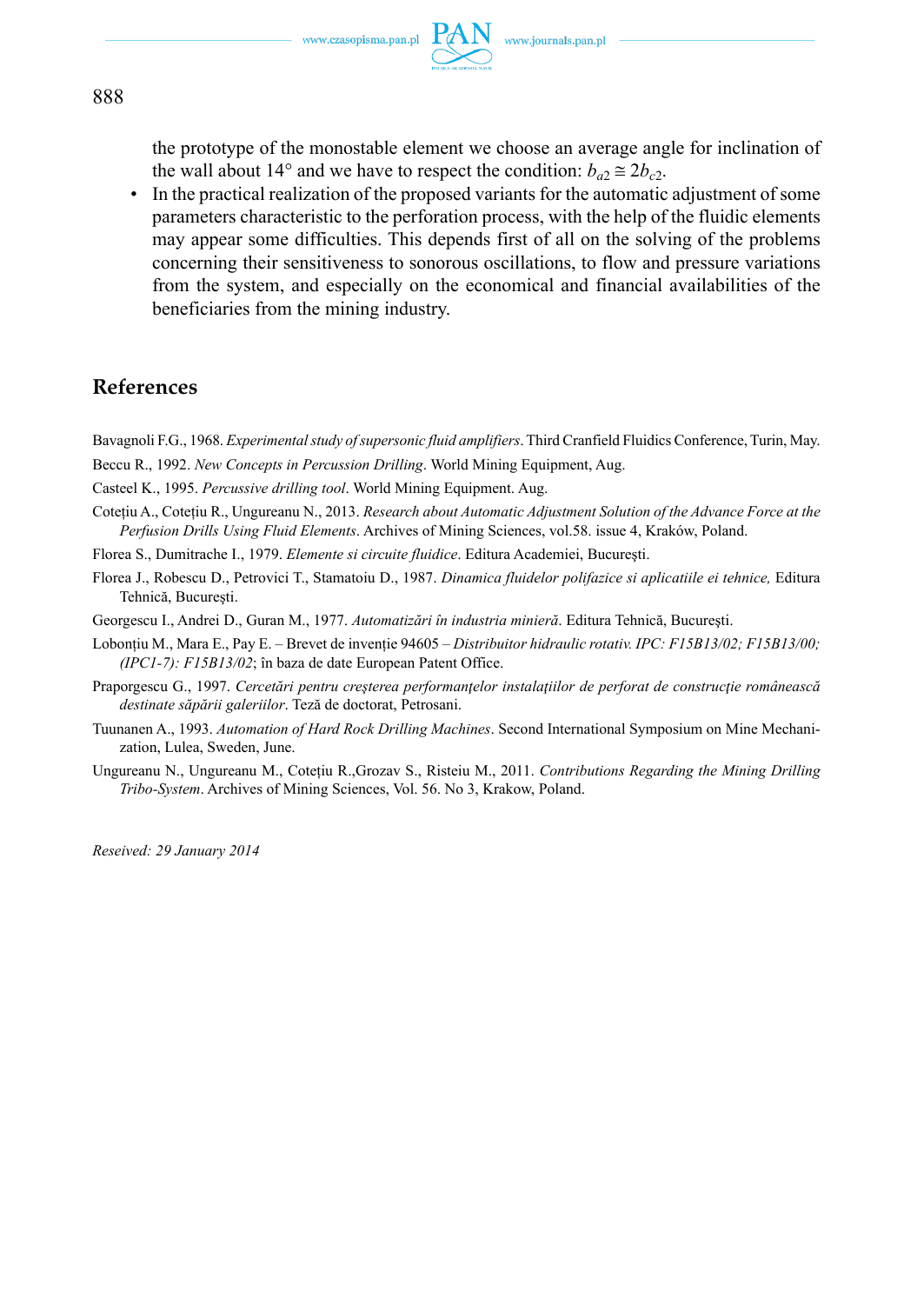the prototype of the monostable element we choose an average angle for inclination of the wall about 14° and we have to respect the condition: $b_{a2} \cong 2b_{c2}$.

- In the practical realization of the proposed variants for the automatic adjustment of some parameters characteristic to the perforation process, with the help of the fluidic elements may appear some difficulties. This depends first of all on the solving of the problems concerning their sensitiveness to sonorous oscillations, to flow and pressure variations from the system, and especially on the economical and financial availabilities of the beneficiaries from the mining industry.

## References

Bavagnoli F.G., 1968. *Experimental study of supersonic fluid amplifiers*. Third Cranfield Fluidics Conference, Turin, May.

Beccu R., 1992. *New Concepts in Percussion Drilling*. World Mining Equipment, Aug.

Casteel K., 1995. *Percussive drilling tool*. World Mining Equipment. Aug.

Cotețiu A., Cotețiu R., Ungureanu N., 2013. *Research about Automatic Adjustment Solution of the Advance Force at the Perfusion Drills Using Fluid Elements*. Archives of Mining Sciences, vol.58. issue 4, Kraków, Poland.

Florea S., Dumitrache I., 1979. *Elemente si circuite fluidice*. Editura Academiei, București.

Florea J., Robescu D., Petrovici T., Stamatoiu D., 1987. *Dinamica fluidelor polifazice si aplicatiile ei tehnice,* Editura Tehnică, București.

Georgescu I., Andrei D., Guran M., 1977. *Automatizări în industria minieră*. Editura Tehnică, București.

Lobonțiu M., Mara E., Pay E. – Brevet de invenție 94605 – *Distribuitor hidraulic rotativ. IPC: F15B13/02; F15B13/00; (IPC1-7): F15B13/02*; în baza de date European Patent Office.

Praporgescu G., 1997. *Cercetări pentru creșterea performanţelor instalațiilor de perforat de construcţie românească destinate săpării galeriilor*. Teză de doctorat, Petrosani.

Tuunanen A., 1993. *Automation of Hard Rock Drilling Machines*. Second International Symposium on Mine Mechanization, Lulea, Sweden, June.

Ungureanu N., Ungureanu M., Cotețiu R.,Grozav S., Risteiu M., 2011. *Contributions Regarding the Mining Drilling Tribo-System*. Archives of Mining Sciences, Vol. 56. No 3, Krakow, Poland.

*Reseived: 29 January 2014*